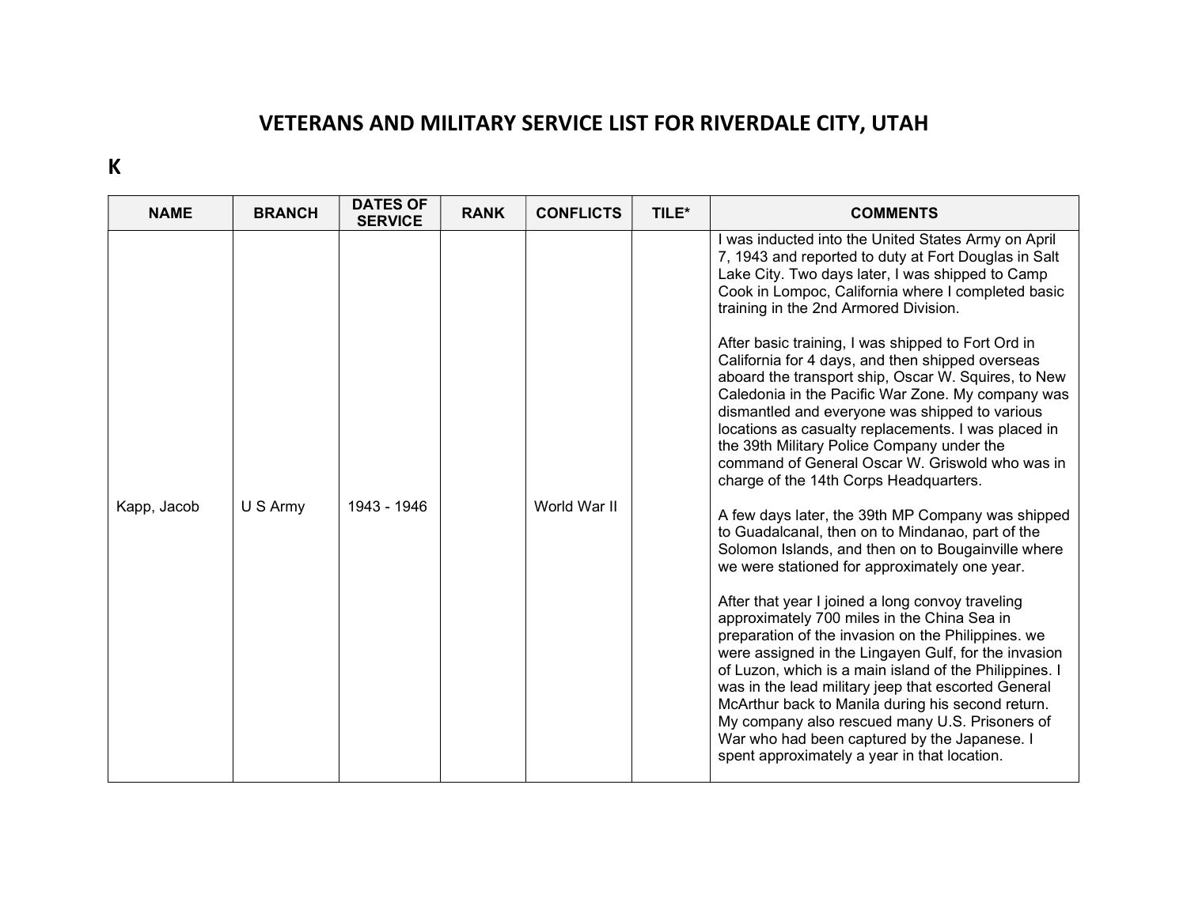# VETERANS AND MILITARY SERVICE LIST FOR RIVERDALE CITY, UTAH

## K

| NAME | BRANCH | DATES OF SERVICE | RANK | CONFLICTS | TILE* | COMMENTS |
| --- | --- | --- | --- | --- | --- | --- |
| Kapp, Jacob | U S Army | 1943 - 1946 | | World War II | | I was inducted into the United States Army on April 7, 1943 and reported to duty at Fort Douglas in Salt Lake City. Two days later, I was shipped to Camp Cook in Lompoc, California where I completed basic training in the 2nd Armored Division.<br><br>After basic training, I was shipped to Fort Ord in California for 4 days, and then shipped overseas aboard the transport ship, Oscar W. Squires, to New Caledonia in the Pacific War Zone. My company was dismantled and everyone was shipped to various locations as casualty replacements. I was placed in the 39th Military Police Company under the command of General Oscar W. Griswold who was in charge of the 14th Corps Headquarters.<br><br>A few days later, the 39th MP Company was shipped to Guadalcanal, then on to Mindanao, part of the Solomon Islands, and then on to Bougainville where we were stationed for approximately one year.<br><br>After that year I joined a long convoy traveling approximately 700 miles in the China Sea in preparation of the invasion on the Philippines. we were assigned in the Lingayen Gulf, for the invasion of Luzon, which is a main island of the Philippines. I was in the lead military jeep that escorted General McArthur back to Manila during his second return. My company also rescued many U.S. Prisoners of War who had been captured by the Japanese. I spent approximately a year in that location. |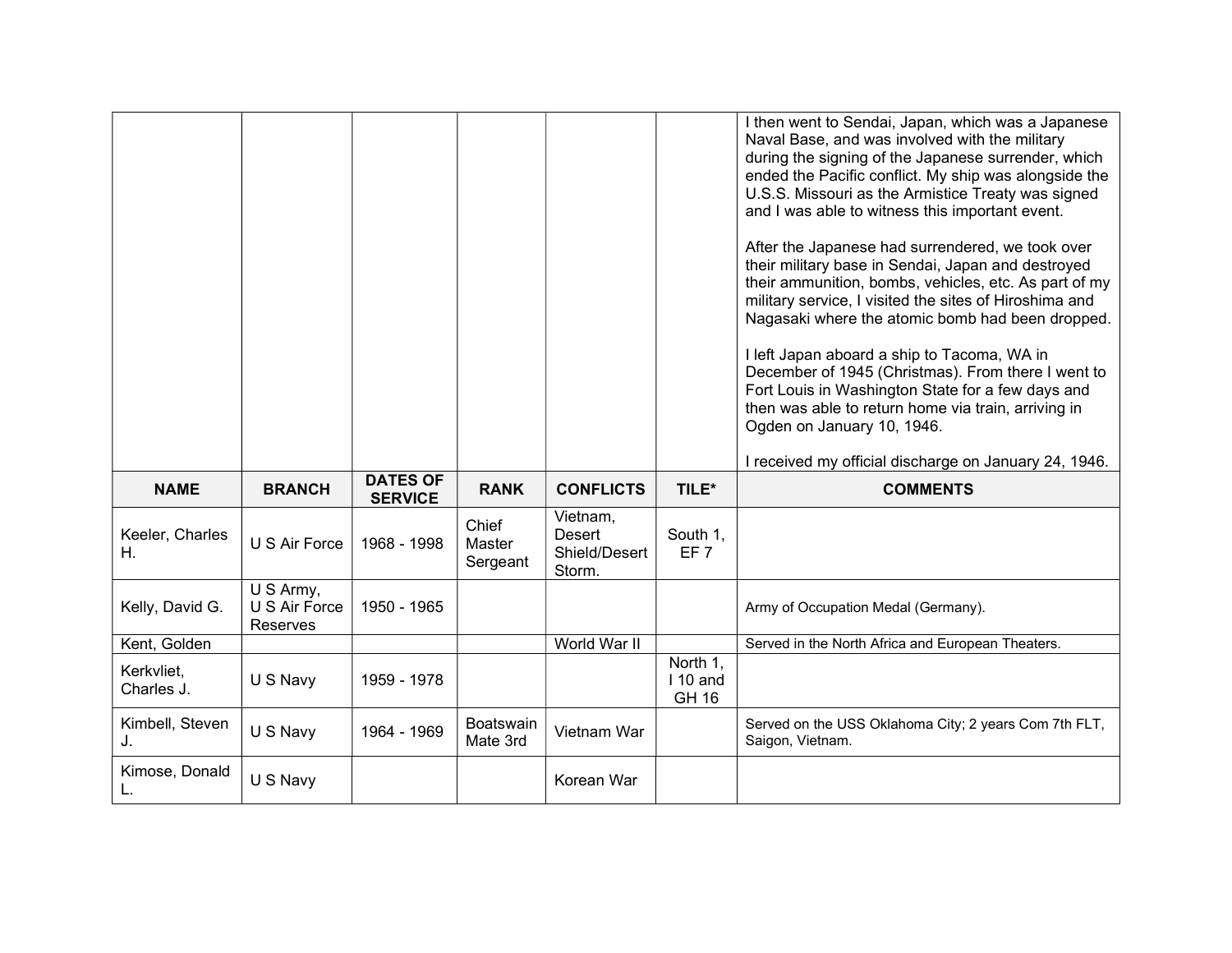| | | | | | | I then went to Sendai, Japan, which was a Japanese Naval Base, and was involved with the military during the signing of the Japanese surrender, which ended the Pacific conflict. My ship was alongside the U.S.S. Missouri as the Armistice Treaty was signed and I was able to witness this important event.<br><br>After the Japanese had surrendered, we took over their military base in Sendai, Japan and destroyed their ammunition, bombs, vehicles, etc. As part of my military service, I visited the sites of Hiroshima and Nagasaki where the atomic bomb had been dropped.<br><br>I left Japan aboard a ship to Tacoma, WA in December of 1945 (Christmas). From there I went to Fort Louis in Washington State for a few days and then was able to return home via train, arriving in Ogden on January 10, 1946.<br><br>I received my official discharge on January 24, 1946. |
|---|---|---|---|---|---|---|

| NAME | BRANCH | DATES OF SERVICE | RANK | CONFLICTS | TILE* | COMMENTS |
|---|---|---|---|---|---|---|
| Keeler, Charles H. | U S Air Force | 1968 - 1998 | Chief Master Sergeant | Vietnam, Desert Shield/Desert Storm. | South 1, EF 7 | |
| Kelly, David G. | U S Army, U S Air Force Reserves | 1950 - 1965 | | | | Army of Occupation Medal (Germany). |
| Kent, Golden | | | | World War II | | Served in the North Africa and European Theaters. |
| Kerkvliet, Charles J. | U S Navy | 1959 - 1978 | | | North 1, I 10 and GH 16 | |
| Kimbell, Steven J. | U S Navy | 1964 - 1969 | Boatswain Mate 3rd | Vietnam War | | Served on the USS Oklahoma City; 2 years Com 7th FLT, Saigon, Vietnam. |
| Kimose, Donald L. | U S Navy | | | Korean War | | |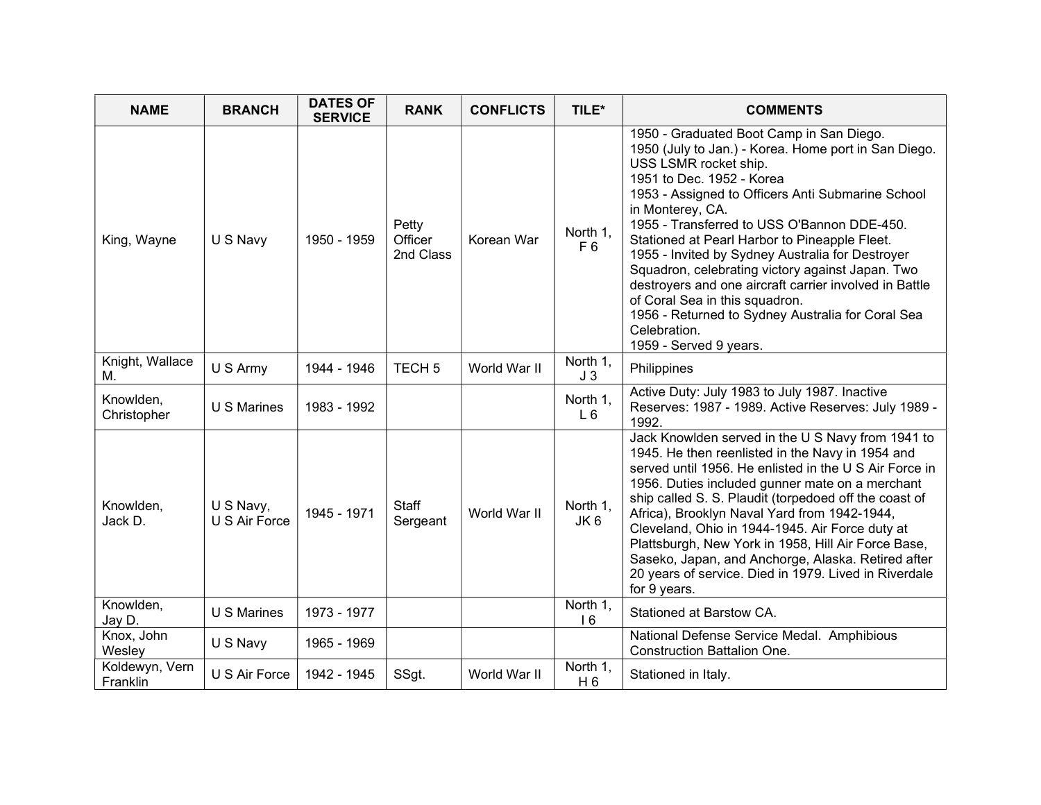| NAME | BRANCH | DATES OF SERVICE | RANK | CONFLICTS | TILE* | COMMENTS |
| --- | --- | --- | --- | --- | --- | --- |
| King, Wayne | U S Navy | 1950 - 1959 | Petty Officer 2nd Class | Korean War | North 1, F 6 | 1950 - Graduated Boot Camp in San Diego.<br>1950 (July to Jan.) - Korea. Home port in San Diego. USS LSMR rocket ship.<br>1951 to Dec. 1952 - Korea<br>1953 - Assigned to Officers Anti Submarine School in Monterey, CA.<br>1955 - Transferred to USS O'Bannon DDE-450. Stationed at Pearl Harbor to Pineapple Fleet.<br>1955 - Invited by Sydney Australia for Destroyer Squadron, celebrating victory against Japan. Two destroyers and one aircraft carrier involved in Battle of Coral Sea in this squadron.<br>1956 - Returned to Sydney Australia for Coral Sea Celebration.<br>1959 - Served 9 years. |
| Knight, Wallace M. | U S Army | 1944 - 1946 | TECH 5 | World War II | North 1, J 3 | Philippines |
| Knowlden, Christopher | U S Marines | 1983 - 1992 | | | North 1, L 6 | Active Duty: July 1983 to July 1987. Inactive Reserves: 1987 - 1989. Active Reserves: July 1989 - 1992. |
| Knowlden, Jack D. | U S Navy, U S Air Force | 1945 - 1971 | Staff Sergeant | World War II | North 1, JK 6 | Jack Knowlden served in the U S Navy from 1941 to 1945. He then reenlisted in the Navy in 1954 and served until 1956. He enlisted in the U S Air Force in 1956. Duties included gunner mate on a merchant ship called S. S. Plaudit (torpedoed off the coast of Africa), Brooklyn Naval Yard from 1942-1944, Cleveland, Ohio in 1944-1945. Air Force duty at Plattsburgh, New York in 1958, Hill Air Force Base, Saseko, Japan, and Anchorge, Alaska. Retired after 20 years of service. Died in 1979. Lived in Riverdale for 9 years. |
| Knowlden, Jay D. | U S Marines | 1973 - 1977 | | | North 1, I 6 | Stationed at Barstow CA. |
| Knox, John Wesley | U S Navy | 1965 - 1969 | | | | National Defense Service Medal. Amphibious Construction Battalion One. |
| Koldewyn, Vern Franklin | U S Air Force | 1942 - 1945 | SSgt. | World War II | North 1, H 6 | Stationed in Italy. |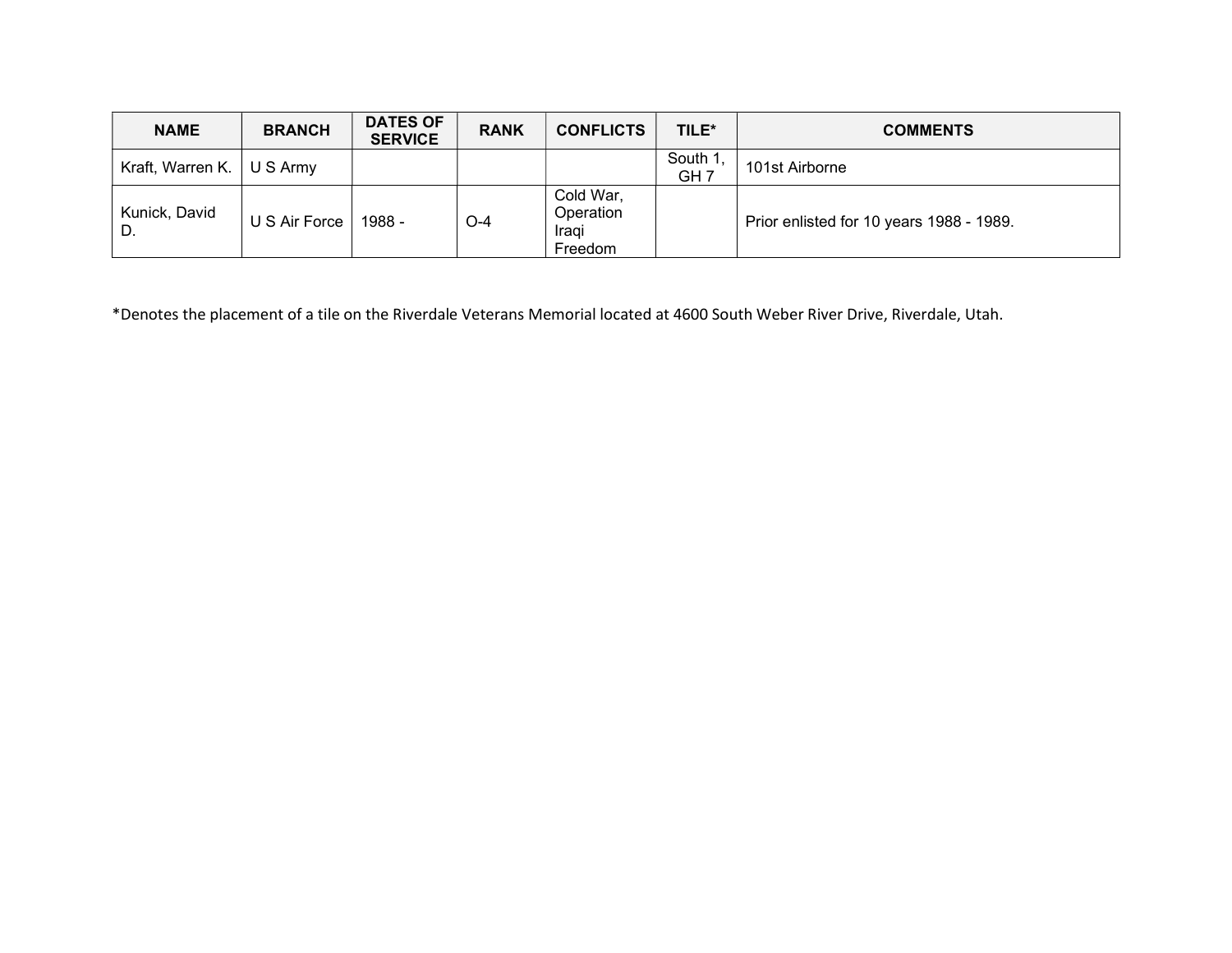| NAME | BRANCH | DATES OF SERVICE | RANK | CONFLICTS | TILE* | COMMENTS |
|---|---|---|---|---|---|---|
| Kraft, Warren K. | U S Army | | | | South 1, GH 7 | 101st Airborne |
| Kunick, David D. | U S Air Force | 1988 - | O-4 | Cold War, Operation Iraqi Freedom | | Prior enlisted for 10 years 1988 - 1989. |

*Denotes the placement of a tile on the Riverdale Veterans Memorial located at 4600 South Weber River Drive, Riverdale, Utah.